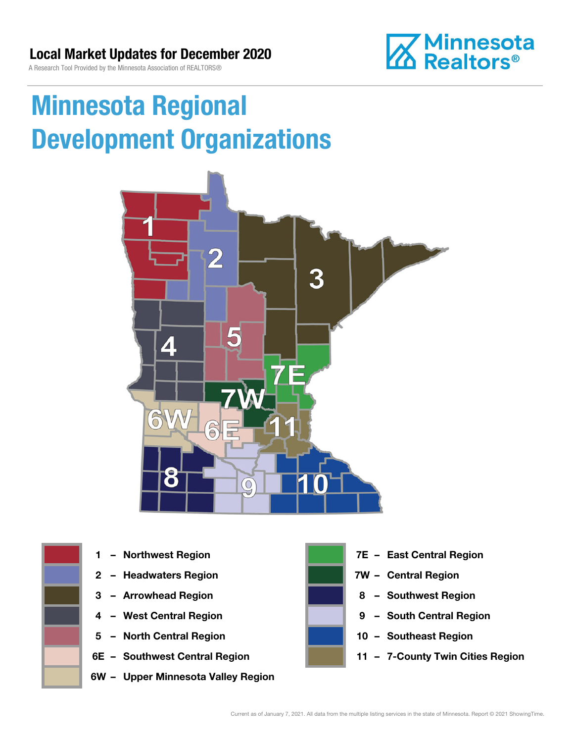Local Market Updates for December 2020

A Research Tool Provided by the Minnesota Association of REALTORS®

# Minnesota Regional Development Organizations

| Code | Region |
| --- | --- |
| 1 | Northwest Region |
| 2 | Headwaters Region |
| 3 | Arrowhead Region |
| 4 | West Central Region |
| 5 | North Central Region |
| 6E | Southwest Central Region |
| 6W | Upper Minnesota Valley Region |
| 7E | East Central Region |
| 7W | Central Region |
| 8 | Southwest Region |
| 9 | South Central Region |
| 10 | Southeast Region |
| 11 | 7-County Twin Cities Region |

Current as of January 7, 2021. All data from the multiple listing services in the state of Minnesota. Report © 2021 ShowingTime.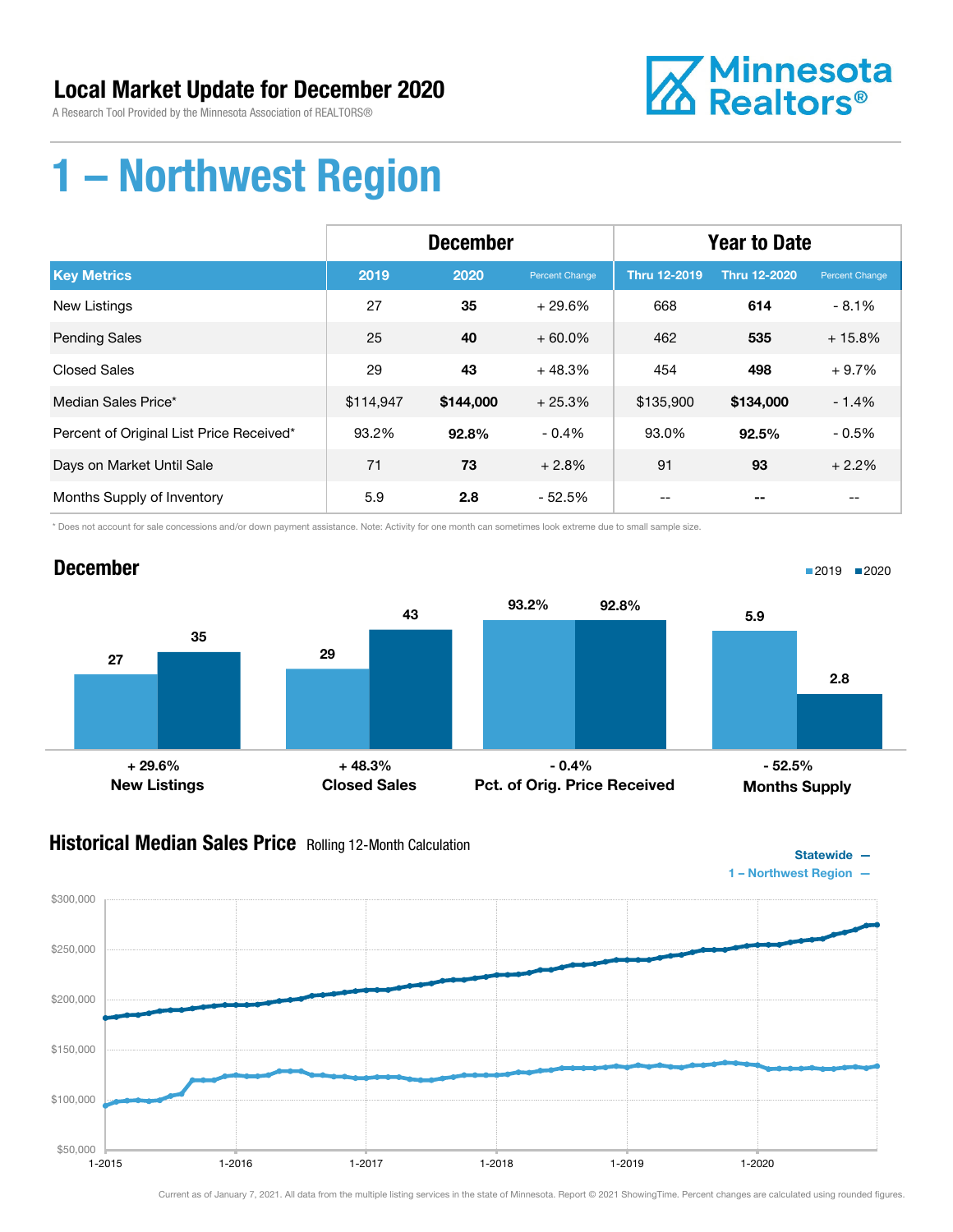# Local Market Update for December 2020

A Research Tool Provided by the Minnesota Association of REALTORS®

Minnesota Realtors®

# 1 – Northwest Region

| | December | | | Year to Date | | |
|---|---|---|---|---|---|---|
| **Key Metrics** | **2019** | **2020** | **Percent Change** | **Thru 12-2019** | **Thru 12-2020** | **Percent Change** |
| New Listings | 27 | **35** | + 29.6% | 668 | **614** | - 8.1% |
| Pending Sales | 25 | **40** | + 60.0% | 462 | **535** | + 15.8% |
| Closed Sales | 29 | **43** | + 48.3% | 454 | **498** | + 9.7% |
| Median Sales Price* | $114,947 | **$144,000** | + 25.3% | $135,900 | **$134,000** | - 1.4% |
| Percent of Original List Price Received* | 93.2% | **92.8%** | - 0.4% | 93.0% | **92.5%** | - 0.5% |
| Days on Market Until Sale | 71 | **73** | + 2.8% | 91 | **93** | + 2.2% |
| Months Supply of Inventory | 5.9 | **2.8** | - 52.5% | -- | **--** | -- |

\* Does not account for sale concessions and/or down payment assistance. Note: Activity for one month can sometimes look extreme due to small sample size.

## December

| | 2019 | 2020 | Change |
|---|---|---|---|
| New Listings | 27 | 35 | + 29.6% |
| Closed Sales | 29 | 43 | + 48.3% |
| Pct. of Orig. Price Received | 93.2% | 92.8% | - 0.4% |
| Months Supply | 5.9 | 2.8 | - 52.5% |

## Historical Median Sales Price Rolling 12-Month Calculation

Statewide — 1 – Northwest Region —

Current as of January 7, 2021. All data from the multiple listing services in the state of Minnesota. Report © 2021 ShowingTime. Percent changes are calculated using rounded figures.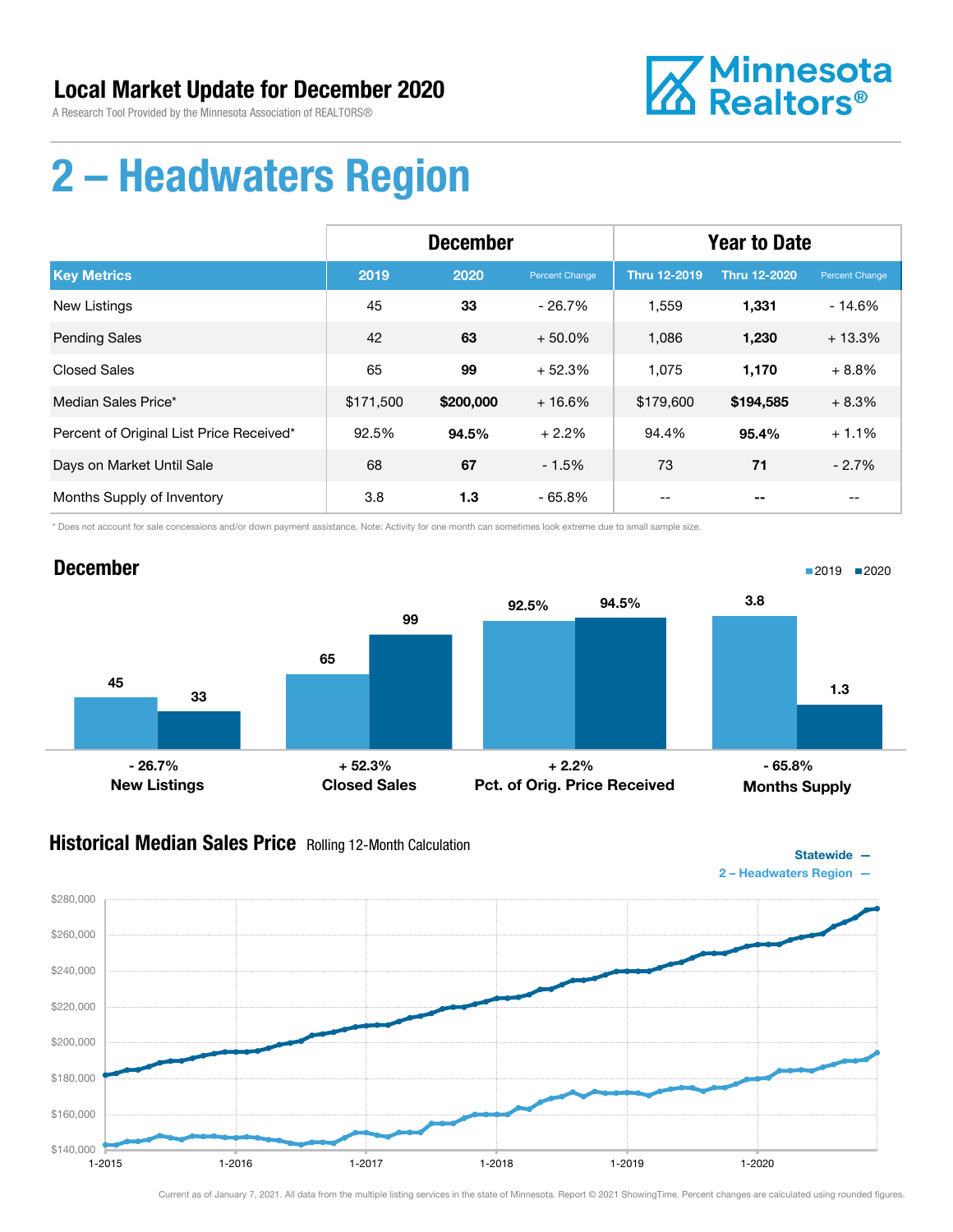## Local Market Update for December 2020

A Research Tool Provided by the Minnesota Association of REALTORS®

# 2 – Headwaters Region

| | December | | | Year to Date | | |
|---|---|---|---|---|---|---|
| **Key Metrics** | **2019** | **2020** | **Percent Change** | **Thru 12-2019** | **Thru 12-2020** | **Percent Change** |
| New Listings | 45 | **33** | - 26.7% | 1,559 | **1,331** | - 14.6% |
| Pending Sales | 42 | **63** | + 50.0% | 1,086 | **1,230** | + 13.3% |
| Closed Sales | 65 | **99** | + 52.3% | 1,075 | **1,170** | + 8.8% |
| Median Sales Price* | $171,500 | **$200,000** | + 16.6% | $179,600 | **$194,585** | + 8.3% |
| Percent of Original List Price Received* | 92.5% | **94.5%** | + 2.2% | 94.4% | **95.4%** | + 1.1% |
| Days on Market Until Sale | 68 | **67** | - 1.5% | 73 | **71** | - 2.7% |
| Months Supply of Inventory | 3.8 | **1.3** | - 65.8% | -- | **--** | -- |

\* Does not account for sale concessions and/or down payment assistance. Note: Activity for one month can sometimes look extreme due to small sample size.

## December

| | 2019 | 2020 | Change |
|---|---|---|---|
| New Listings | 45 | 33 | - 26.7% |
| Closed Sales | 65 | 99 | + 52.3% |
| Pct. of Orig. Price Received | 92.5% | 94.5% | + 2.2% |
| Months Supply | 3.8 | 1.3 | - 65.8% |

## Historical Median Sales Price
Rolling 12-Month Calculation

Statewide —
2 – Headwaters Region —

Current as of January 7, 2021. All data from the multiple listing services in the state of Minnesota. Report © 2021 ShowingTime. Percent changes are calculated using rounded figures.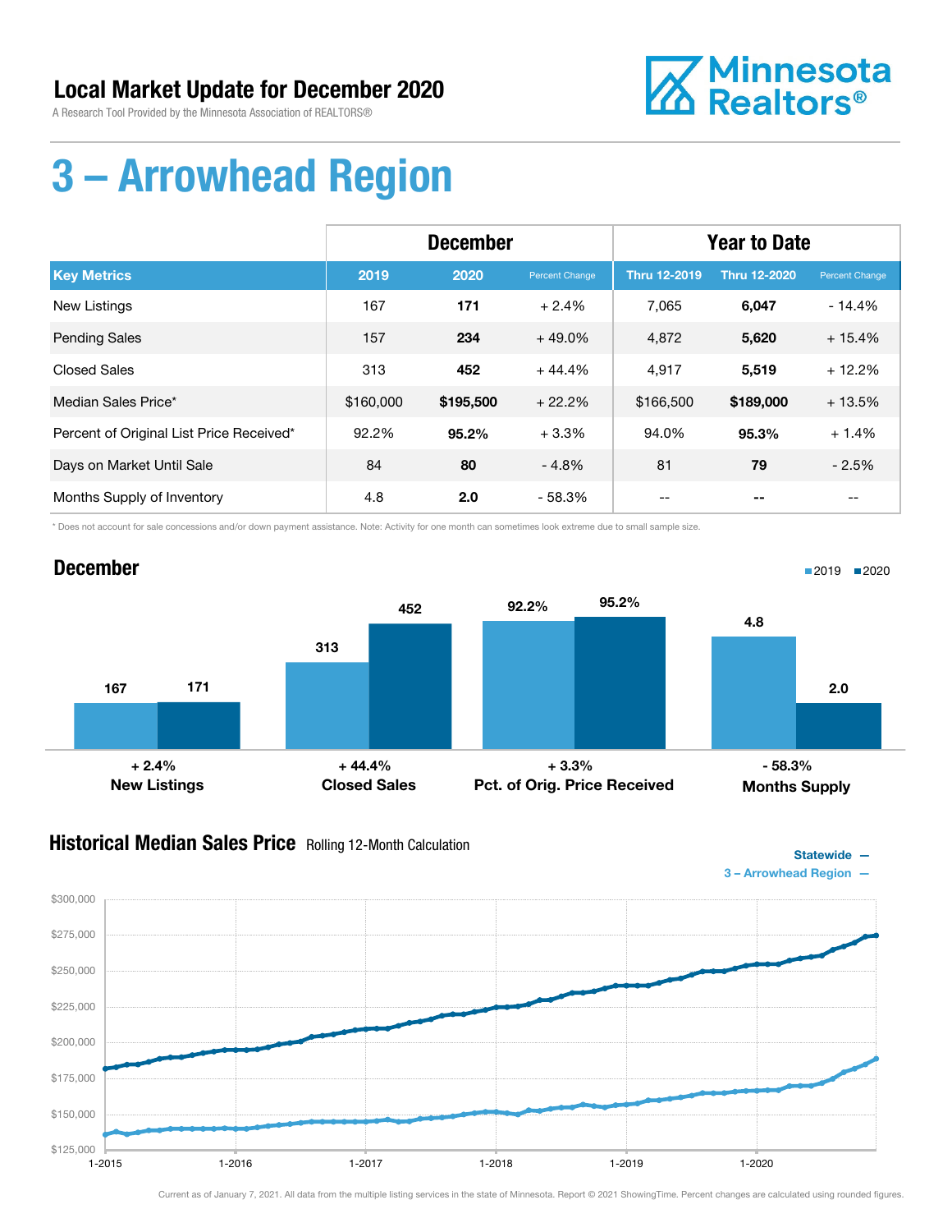# Local Market Update for December 2020

A Research Tool Provided by the Minnesota Association of REALTORS®

Minnesota Realtors®

# 3 – Arrowhead Region

| | December | | | Year to Date | | |
|---|---|---|---|---|---|---|
| **Key Metrics** | **2019** | **2020** | **Percent Change** | **Thru 12-2019** | **Thru 12-2020** | **Percent Change** |
| New Listings | 167 | **171** | + 2.4% | 7,065 | **6,047** | - 14.4% |
| Pending Sales | 157 | **234** | + 49.0% | 4,872 | **5,620** | + 15.4% |
| Closed Sales | 313 | **452** | + 44.4% | 4,917 | **5,519** | + 12.2% |
| Median Sales Price* | $160,000 | **$195,500** | + 22.2% | $166,500 | **$189,000** | + 13.5% |
| Percent of Original List Price Received* | 92.2% | **95.2%** | + 3.3% | 94.0% | **95.3%** | + 1.4% |
| Days on Market Until Sale | 84 | **80** | - 4.8% | 81 | **79** | - 2.5% |
| Months Supply of Inventory | 4.8 | **2.0** | - 58.3% | -- | **--** | -- |

\* Does not account for sale concessions and/or down payment assistance. Note: Activity for one month can sometimes look extreme due to small sample size.

## December

■2019 ■2020

| | 2019 | 2020 | Change |
|---|---|---|---|
| New Listings | 167 | 171 | + 2.4% |
| Closed Sales | 313 | 452 | + 44.4% |
| Pct. of Orig. Price Received | 92.2% | 95.2% | + 3.3% |
| Months Supply | 4.8 | 2.0 | - 58.3% |

## Historical Median Sales Price Rolling 12-Month Calculation

Statewide —
3 – Arrowhead Region —

Current as of January 7, 2021. All data from the multiple listing services in the state of Minnesota. Report © 2021 ShowingTime. Percent changes are calculated using rounded figures.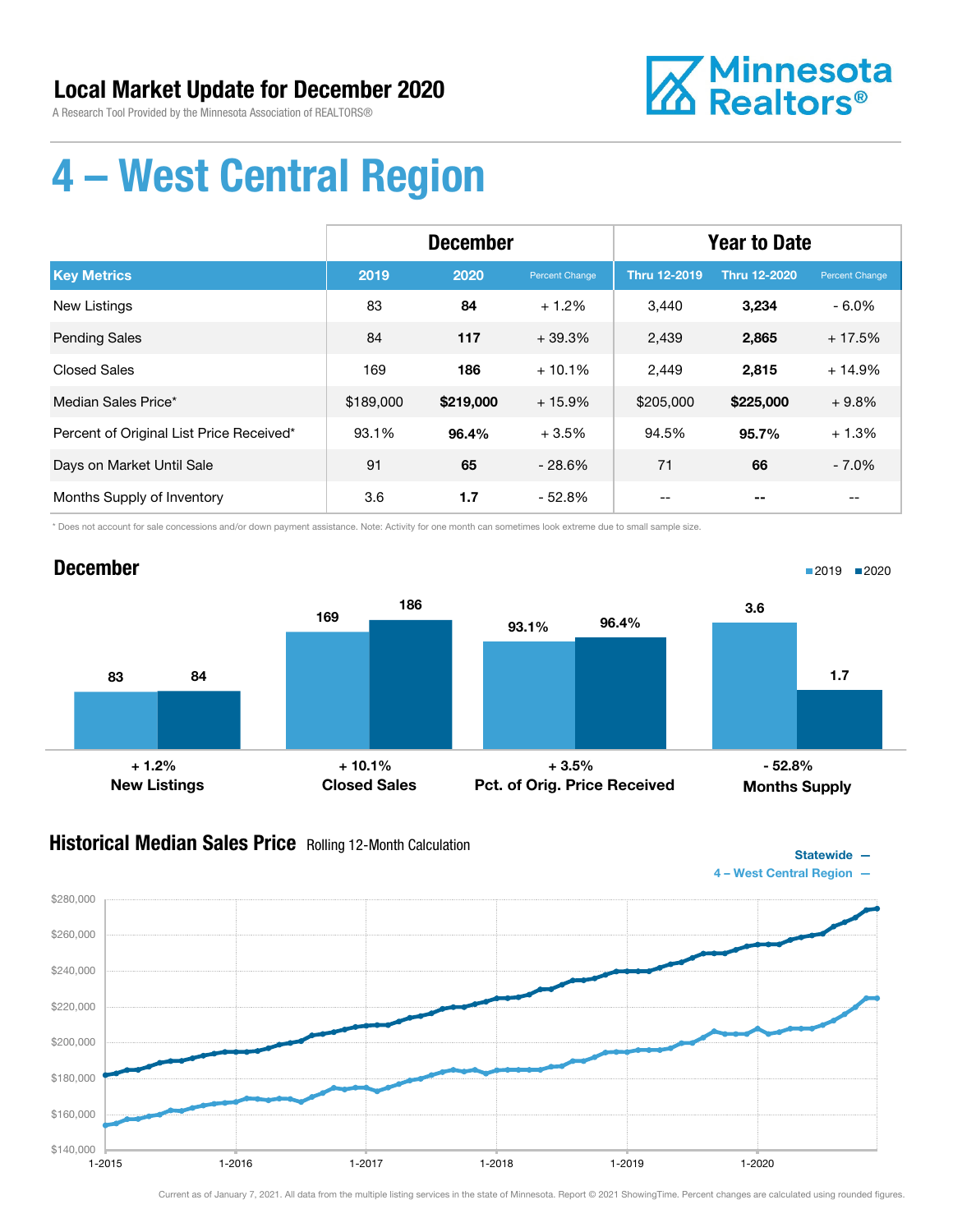# Local Market Update for December 2020

A Research Tool Provided by the Minnesota Association of REALTORS®

Minnesota Realtors®

# 4 – West Central Region

| | December | | | Year to Date | | |
|---|---|---|---|---|---|---|
| **Key Metrics** | **2019** | **2020** | **Percent Change** | **Thru 12-2019** | **Thru 12-2020** | **Percent Change** |
| New Listings | 83 | **84** | + 1.2% | 3,440 | **3,234** | - 6.0% |
| Pending Sales | 84 | **117** | + 39.3% | 2,439 | **2,865** | + 17.5% |
| Closed Sales | 169 | **186** | + 10.1% | 2,449 | **2,815** | + 14.9% |
| Median Sales Price* | $189,000 | **$219,000** | + 15.9% | $205,000 | **$225,000** | + 9.8% |
| Percent of Original List Price Received* | 93.1% | **96.4%** | + 3.5% | 94.5% | **95.7%** | + 1.3% |
| Days on Market Until Sale | 91 | **65** | - 28.6% | 71 | **66** | - 7.0% |
| Months Supply of Inventory | 3.6 | **1.7** | - 52.8% | -- | **--** | -- |

\* Does not account for sale concessions and/or down payment assistance. Note: Activity for one month can sometimes look extreme due to small sample size.

## December

| | 2019 | 2020 | Change |
|---|---|---|---|
| New Listings | 83 | 84 | + 1.2% |
| Closed Sales | 169 | 186 | + 10.1% |
| Pct. of Orig. Price Received | 93.1% | 96.4% | + 3.5% |
| Months Supply | 3.6 | 1.7 | - 52.8% |

## Historical Median Sales Price Rolling 12-Month Calculation

Statewide —
4 – West Central Region —

Current as of January 7, 2021. All data from the multiple listing services in the state of Minnesota. Report © 2021 ShowingTime. Percent changes are calculated using rounded figures.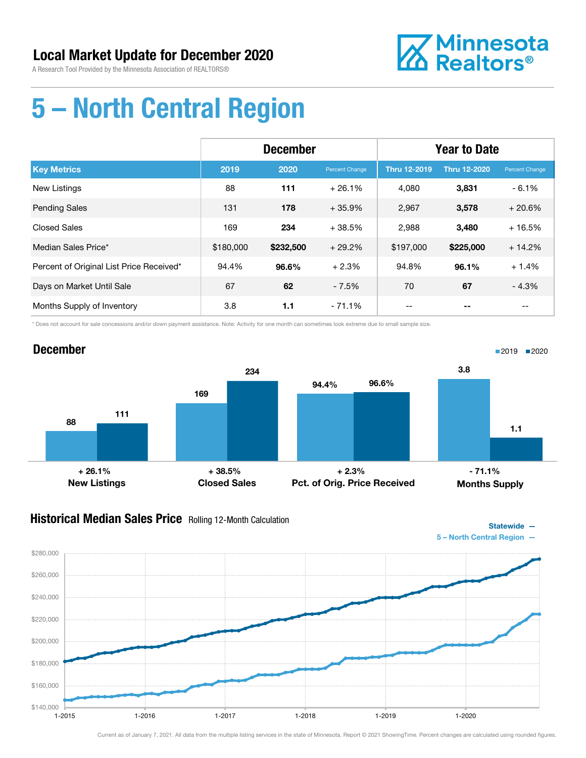## Local Market Update for December 2020

A Research Tool Provided by the Minnesota Association of REALTORS®

Minnesota Realtors®

# 5 – North Central Region

| | December | | | Year to Date | | |
|---|---|---|---|---|---|---|
| **Key Metrics** | **2019** | **2020** | **Percent Change** | **Thru 12-2019** | **Thru 12-2020** | **Percent Change** |
| New Listings | 88 | **111** | + 26.1% | 4,080 | **3,831** | - 6.1% |
| Pending Sales | 131 | **178** | + 35.9% | 2,967 | **3,578** | + 20.6% |
| Closed Sales | 169 | **234** | + 38.5% | 2,988 | **3,480** | + 16.5% |
| Median Sales Price* | $180,000 | **$232,500** | + 29.2% | $197,000 | **$225,000** | + 14.2% |
| Percent of Original List Price Received* | 94.4% | **96.6%** | + 2.3% | 94.8% | **96.1%** | + 1.4% |
| Days on Market Until Sale | 67 | **62** | - 7.5% | 70 | **67** | - 4.3% |
| Months Supply of Inventory | 3.8 | **1.1** | - 71.1% | -- | **--** | -- |

\* Does not account for sale concessions and/or down payment assistance. Note: Activity for one month can sometimes look extreme due to small sample size.

## December

| | 2019 | 2020 | Change |
|---|---|---|---|
| New Listings | 88 | 111 | + 26.1% |
| Closed Sales | 169 | 234 | + 38.5% |
| Pct. of Orig. Price Received | 94.4% | 96.6% | + 2.3% |
| Months Supply | 3.8 | 1.1 | - 71.1% |

## Historical Median Sales Price

Rolling 12-Month Calculation

Statewide —
5 – North Central Region —

Current as of January 7, 2021. All data from the multiple listing services in the state of Minnesota. Report © 2021 ShowingTime. Percent changes are calculated using rounded figures.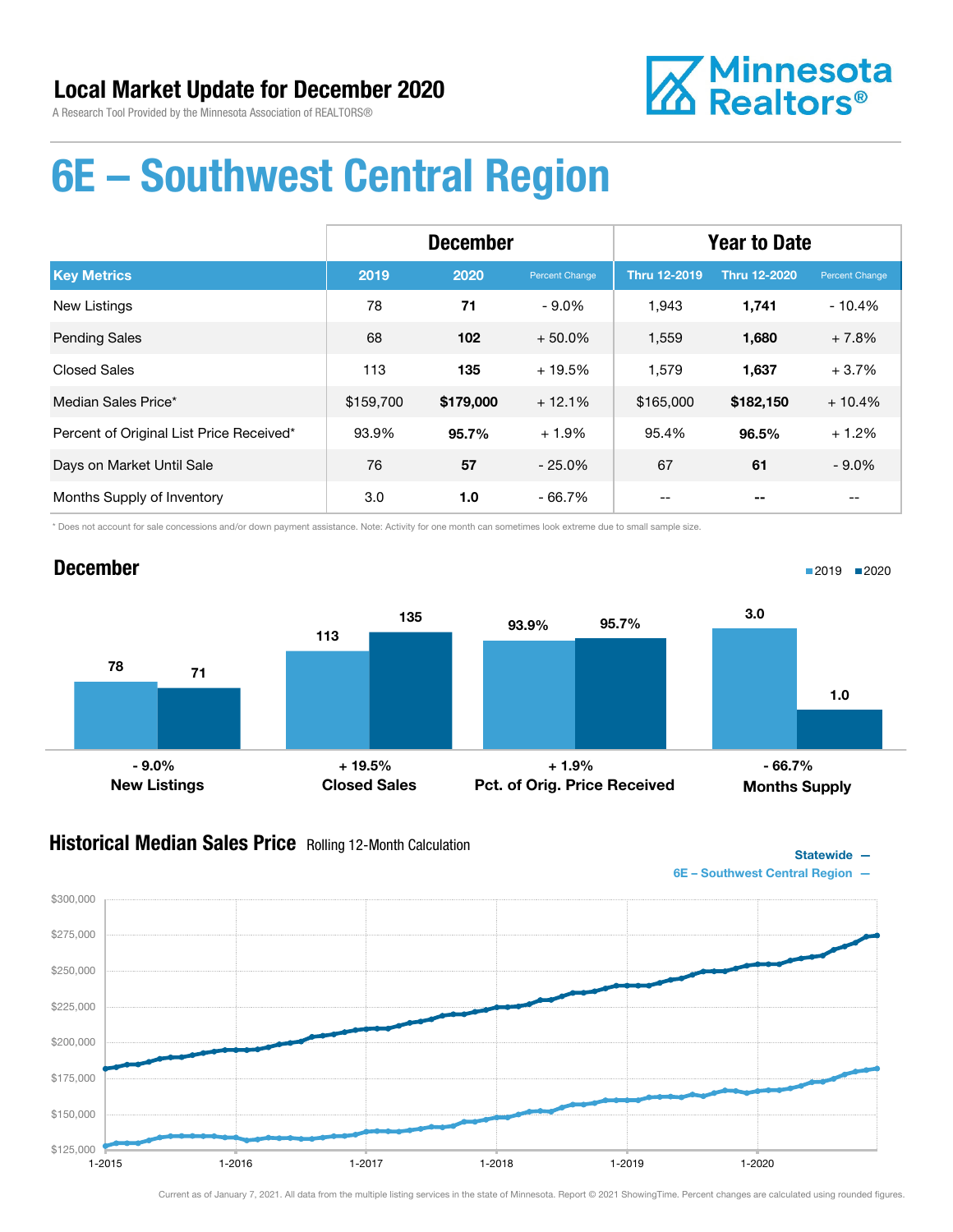# Local Market Update for December 2020

A Research Tool Provided by the Minnesota Association of REALTORS®

Minnesota Realtors®

# 6E – Southwest Central Region

| | December | | | Year to Date | | |
|---|---|---|---|---|---|---|
| **Key Metrics** | **2019** | **2020** | **Percent Change** | **Thru 12-2019** | **Thru 12-2020** | **Percent Change** |
| New Listings | 78 | **71** | - 9.0% | 1,943 | **1,741** | - 10.4% |
| Pending Sales | 68 | **102** | + 50.0% | 1,559 | **1,680** | + 7.8% |
| Closed Sales | 113 | **135** | + 19.5% | 1,579 | **1,637** | + 3.7% |
| Median Sales Price* | $159,700 | **$179,000** | + 12.1% | $165,000 | **$182,150** | + 10.4% |
| Percent of Original List Price Received* | 93.9% | **95.7%** | + 1.9% | 95.4% | **96.5%** | + 1.2% |
| Days on Market Until Sale | 76 | **57** | - 25.0% | 67 | **61** | - 9.0% |
| Months Supply of Inventory | 3.0 | **1.0** | - 66.7% | -- | **--** | -- |

\* Does not account for sale concessions and/or down payment assistance. Note: Activity for one month can sometimes look extreme due to small sample size.

## December

■2019 ■2020

| | 2019 | 2020 | Change |
|---|---|---|---|
| New Listings | 78 | 71 | - 9.0% |
| Closed Sales | 113 | 135 | + 19.5% |
| Pct. of Orig. Price Received | 93.9% | 95.7% | + 1.9% |
| Months Supply | 3.0 | 1.0 | - 66.7% |

## Historical Median Sales Price Rolling 12-Month Calculation

Statewide —
6E – Southwest Central Region —

Current as of January 7, 2021. All data from the multiple listing services in the state of Minnesota. Report © 2021 ShowingTime. Percent changes are calculated using rounded figures.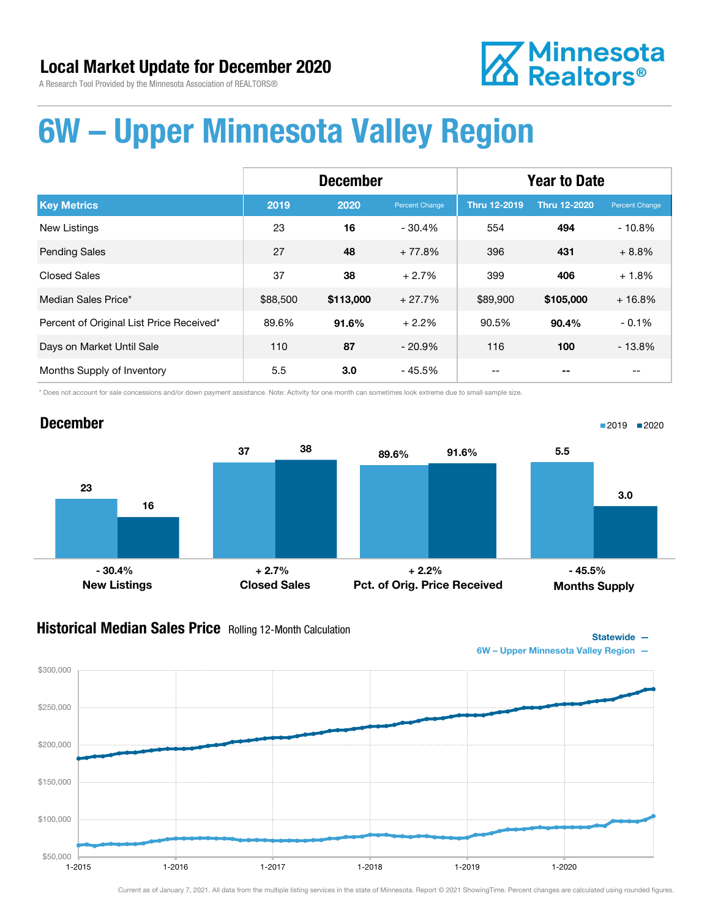# Local Market Update for December 2020

A Research Tool Provided by the Minnesota Association of REALTORS®

Minnesota Realtors®

# 6W – Upper Minnesota Valley Region

| Key Metrics | December 2019 | December 2020 | Percent Change | Year to Date Thru 12-2019 | Year to Date Thru 12-2020 | Percent Change |
|---|---|---|---|---|---|---|
| New Listings | 23 | **16** | - 30.4% | 554 | **494** | - 10.8% |
| Pending Sales | 27 | **48** | + 77.8% | 396 | **431** | + 8.8% |
| Closed Sales | 37 | **38** | + 2.7% | 399 | **406** | + 1.8% |
| Median Sales Price* | $88,500 | **$113,000** | + 27.7% | $89,900 | **$105,000** | + 16.8% |
| Percent of Original List Price Received* | 89.6% | **91.6%** | + 2.2% | 90.5% | **90.4%** | - 0.1% |
| Days on Market Until Sale | 110 | **87** | - 20.9% | 116 | **100** | - 13.8% |
| Months Supply of Inventory | 5.5 | **3.0** | - 45.5% | -- | **--** | -- |

\* Does not account for sale concessions and/or down payment assistance. Note: Activity for one month can sometimes look extreme due to small sample size.

## December

| | 2019 | 2020 | Change |
|---|---|---|---|
| New Listings | 23 | 16 | - 30.4% |
| Closed Sales | 37 | 38 | + 2.7% |
| Pct. of Orig. Price Received | 89.6% | 91.6% | + 2.2% |
| Months Supply | 5.5 | 3.0 | - 45.5% |

## Historical Median Sales Price

Rolling 12-Month Calculation

Statewide —
6W – Upper Minnesota Valley Region —

Current as of January 7, 2021. All data from the multiple listing services in the state of Minnesota. Report © 2021 ShowingTime. Percent changes are calculated using rounded figures.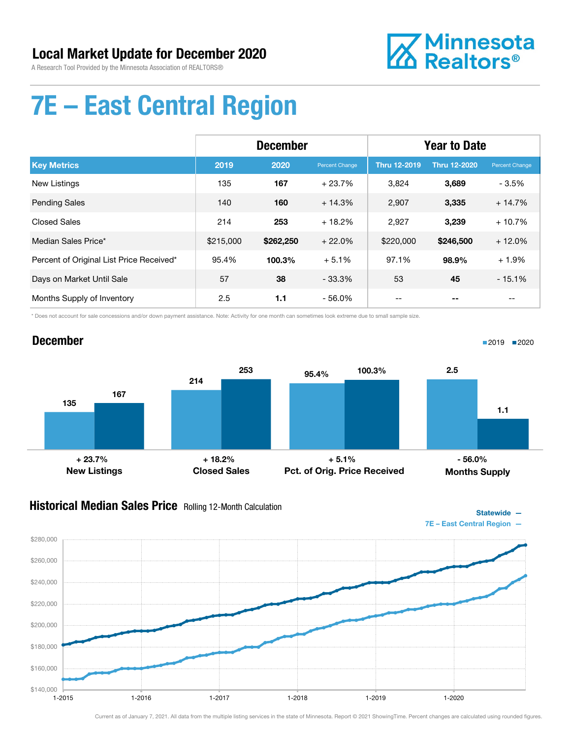# Local Market Update for December 2020

A Research Tool Provided by the Minnesota Association of REALTORS®

Minnesota Realtors®

# 7E – East Central Region

| Key Metrics | December 2019 | December 2020 | Percent Change | Year to Date Thru 12-2019 | Year to Date Thru 12-2020 | Percent Change |
|---|---|---|---|---|---|---|
| New Listings | 135 | **167** | + 23.7% | 3,824 | **3,689** | - 3.5% |
| Pending Sales | 140 | **160** | + 14.3% | 2,907 | **3,335** | + 14.7% |
| Closed Sales | 214 | **253** | + 18.2% | 2,927 | **3,239** | + 10.7% |
| Median Sales Price* | $215,000 | **$262,250** | + 22.0% | $220,000 | **$246,500** | + 12.0% |
| Percent of Original List Price Received* | 95.4% | **100.3%** | + 5.1% | 97.1% | **98.9%** | + 1.9% |
| Days on Market Until Sale | 57 | **38** | - 33.3% | 53 | **45** | - 15.1% |
| Months Supply of Inventory | 2.5 | **1.1** | - 56.0% | -- | **--** | -- |

\* Does not account for sale concessions and/or down payment assistance. Note: Activity for one month can sometimes look extreme due to small sample size.

## December

| | 2019 | 2020 | Change |
|---|---|---|---|
| New Listings | 135 | 167 | + 23.7% |
| Closed Sales | 214 | 253 | + 18.2% |
| Pct. of Orig. Price Received | 95.4% | 100.3% | + 5.1% |
| Months Supply | 2.5 | 1.1 | - 56.0% |

## Historical Median Sales Price Rolling 12-Month Calculation

Statewide —
7E – East Central Region —

Current as of January 7, 2021. All data from the multiple listing services in the state of Minnesota. Report © 2021 ShowingTime. Percent changes are calculated using rounded figures.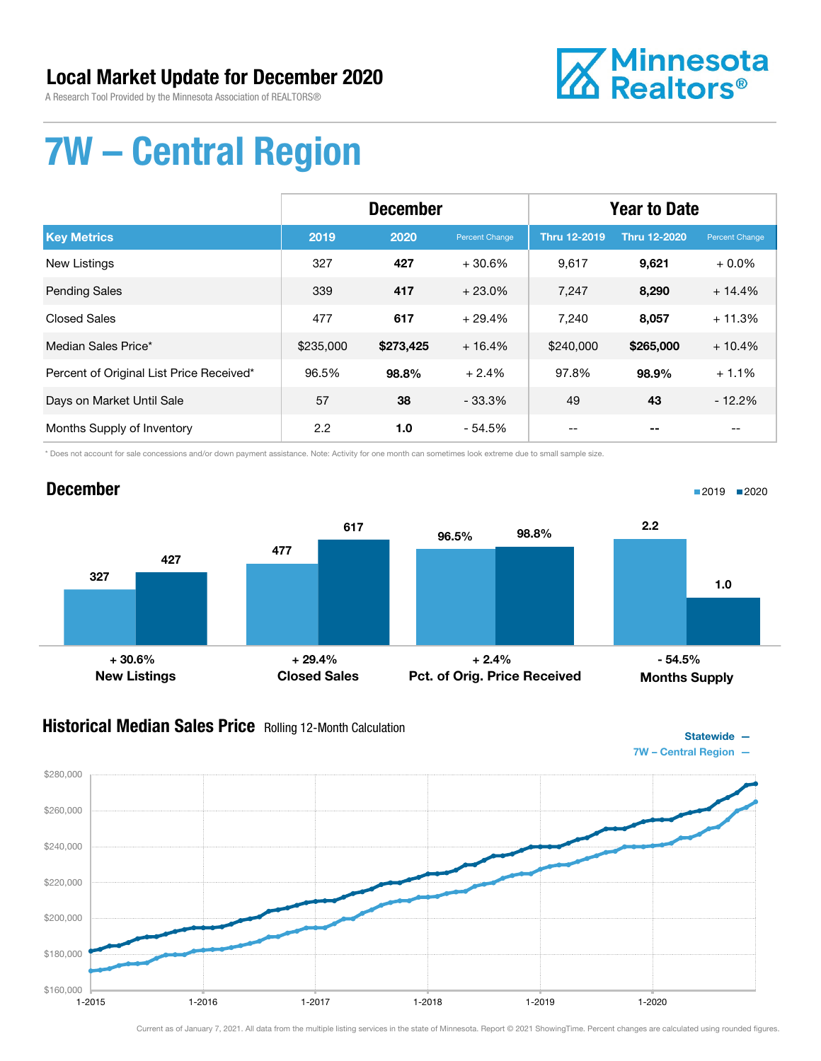# Local Market Update for December 2020

A Research Tool Provided by the Minnesota Association of REALTORS®

Minnesota Realtors®

# 7W – Central Region

| | December | | | Year to Date | | |
|---|---|---|---|---|---|---|
| **Key Metrics** | **2019** | **2020** | **Percent Change** | **Thru 12-2019** | **Thru 12-2020** | **Percent Change** |
| New Listings | 327 | **427** | + 30.6% | 9,617 | **9,621** | + 0.0% |
| Pending Sales | 339 | **417** | + 23.0% | 7,247 | **8,290** | + 14.4% |
| Closed Sales | 477 | **617** | + 29.4% | 7,240 | **8,057** | + 11.3% |
| Median Sales Price* | $235,000 | **$273,425** | + 16.4% | $240,000 | **$265,000** | + 10.4% |
| Percent of Original List Price Received* | 96.5% | **98.8%** | + 2.4% | 97.8% | **98.9%** | + 1.1% |
| Days on Market Until Sale | 57 | **38** | - 33.3% | 49 | **43** | - 12.2% |
| Months Supply of Inventory | 2.2 | **1.0** | - 54.5% | -- | **--** | -- |

\* Does not account for sale concessions and/or down payment assistance. Note: Activity for one month can sometimes look extreme due to small sample size.

## December

| | 2019 | 2020 | Change |
|---|---|---|---|
| New Listings | 327 | 427 | + 30.6% |
| Closed Sales | 477 | 617 | + 29.4% |
| Pct. of Orig. Price Received | 96.5% | 98.8% | + 2.4% |
| Months Supply | 2.2 | 1.0 | - 54.5% |

## Historical Median Sales Price

Rolling 12-Month Calculation

Statewide —
7W – Central Region —

Current as of January 7, 2021. All data from the multiple listing services in the state of Minnesota. Report © 2021 ShowingTime. Percent changes are calculated using rounded figures.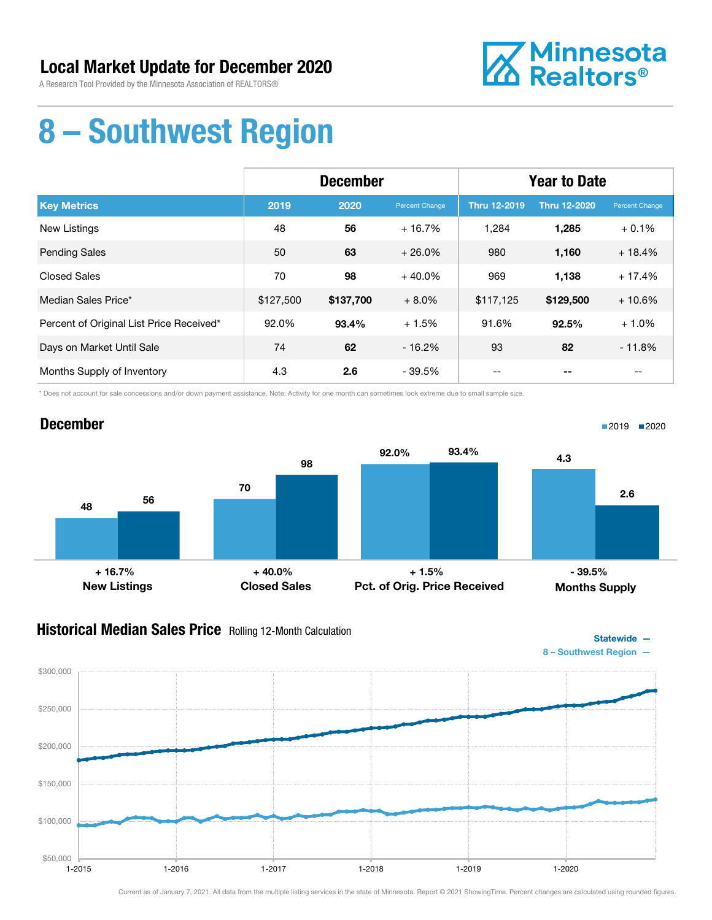# Local Market Update for December 2020

A Research Tool Provided by the Minnesota Association of REALTORS®

Minnesota Realtors®

# 8 – Southwest Region

| Key Metrics | December 2019 | December 2020 | Percent Change | Year to Date Thru 12-2019 | Year to Date Thru 12-2020 | Percent Change |
|---|---|---|---|---|---|---|
| New Listings | 48 | **56** | + 16.7% | 1,284 | **1,285** | + 0.1% |
| Pending Sales | 50 | **63** | + 26.0% | 980 | **1,160** | + 18.4% |
| Closed Sales | 70 | **98** | + 40.0% | 969 | **1,138** | + 17.4% |
| Median Sales Price* | $127,500 | **$137,700** | + 8.0% | $117,125 | **$129,500** | + 10.6% |
| Percent of Original List Price Received* | 92.0% | **93.4%** | + 1.5% | 91.6% | **92.5%** | + 1.0% |
| Days on Market Until Sale | 74 | **62** | - 16.2% | 93 | **82** | - 11.8% |
| Months Supply of Inventory | 4.3 | **2.6** | - 39.5% | -- | **--** | -- |

\* Does not account for sale concessions and/or down payment assistance. Note: Activity for one month can sometimes look extreme due to small sample size.

## December

| | 2019 | 2020 | Change |
|---|---|---|---|
| New Listings | 48 | 56 | + 16.7% |
| Closed Sales | 70 | 98 | + 40.0% |
| Pct. of Orig. Price Received | 92.0% | 93.4% | + 1.5% |
| Months Supply | 4.3 | 2.6 | - 39.5% |

## Historical Median Sales Price

Rolling 12-Month Calculation

Statewide — 8 – Southwest Region —

Current as of January 7, 2021. All data from the multiple listing services in the state of Minnesota. Report © 2021 ShowingTime. Percent changes are calculated using rounded figures.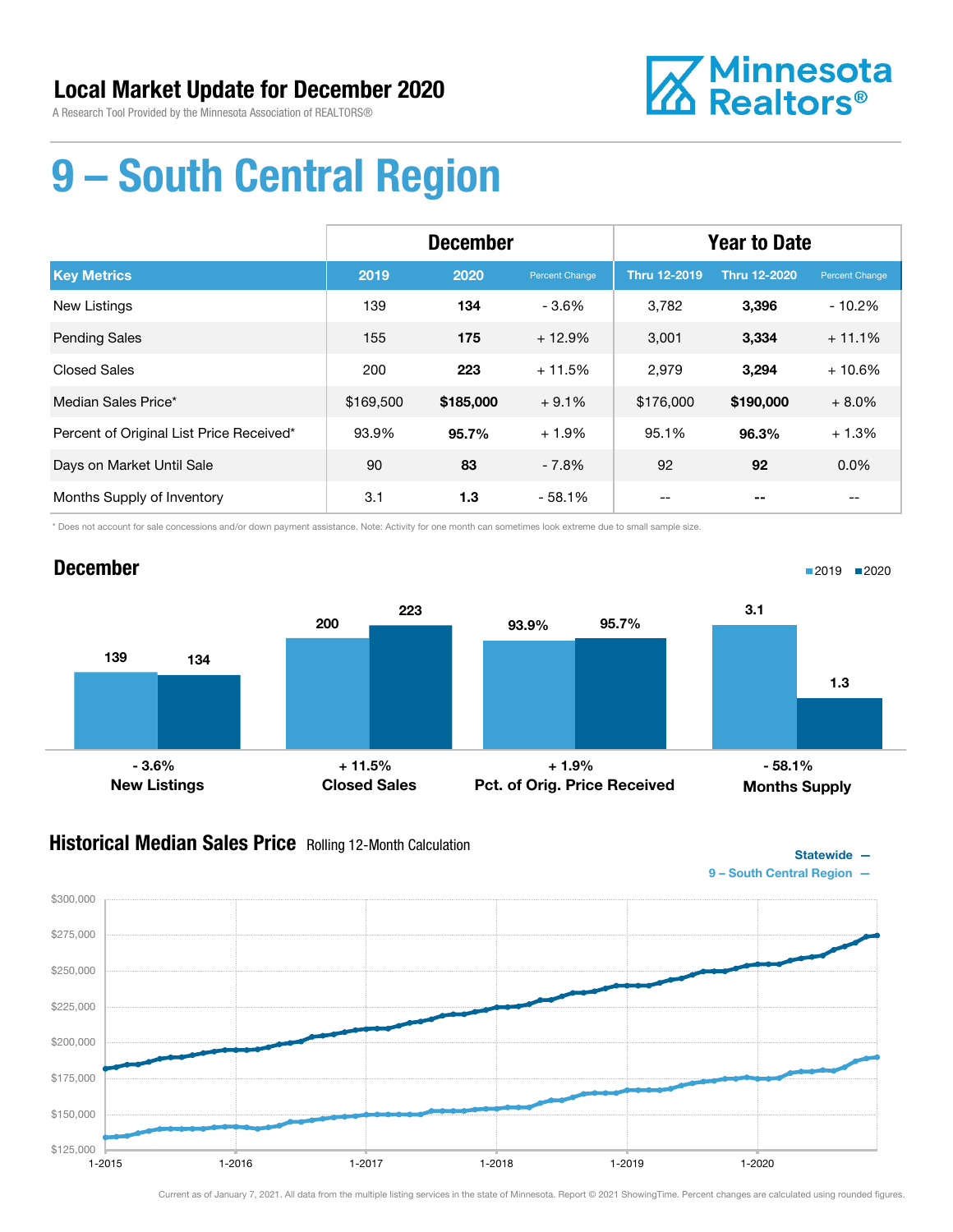# Local Market Update for December 2020

A Research Tool Provided by the Minnesota Association of REALTORS®

Minnesota Realtors®

# 9 – South Central Region

| | December | | | Year to Date | | |
|---|---|---|---|---|---|---|
| **Key Metrics** | **2019** | **2020** | **Percent Change** | **Thru 12-2019** | **Thru 12-2020** | **Percent Change** |
| New Listings | 139 | **134** | - 3.6% | 3,782 | **3,396** | - 10.2% |
| Pending Sales | 155 | **175** | + 12.9% | 3,001 | **3,334** | + 11.1% |
| Closed Sales | 200 | **223** | + 11.5% | 2,979 | **3,294** | + 10.6% |
| Median Sales Price* | $169,500 | **$185,000** | + 9.1% | $176,000 | **$190,000** | + 8.0% |
| Percent of Original List Price Received* | 93.9% | **95.7%** | + 1.9% | 95.1% | **96.3%** | + 1.3% |
| Days on Market Until Sale | 90 | **83** | - 7.8% | 92 | **92** | 0.0% |
| Months Supply of Inventory | 3.1 | **1.3** | - 58.1% | -- | **--** | -- |

\* Does not account for sale concessions and/or down payment assistance. Note: Activity for one month can sometimes look extreme due to small sample size.

## December

| | 2019 | 2020 | Change |
|---|---|---|---|
| New Listings | 139 | 134 | - 3.6% |
| Closed Sales | 200 | 223 | + 11.5% |
| Pct. of Orig. Price Received | 93.9% | 95.7% | + 1.9% |
| Months Supply | 3.1 | 1.3 | - 58.1% |

## Historical Median Sales Price

Rolling 12-Month Calculation

Statewide —
9 – South Central Region —

Current as of January 7, 2021. All data from the multiple listing services in the state of Minnesota. Report © 2021 ShowingTime. Percent changes are calculated using rounded figures.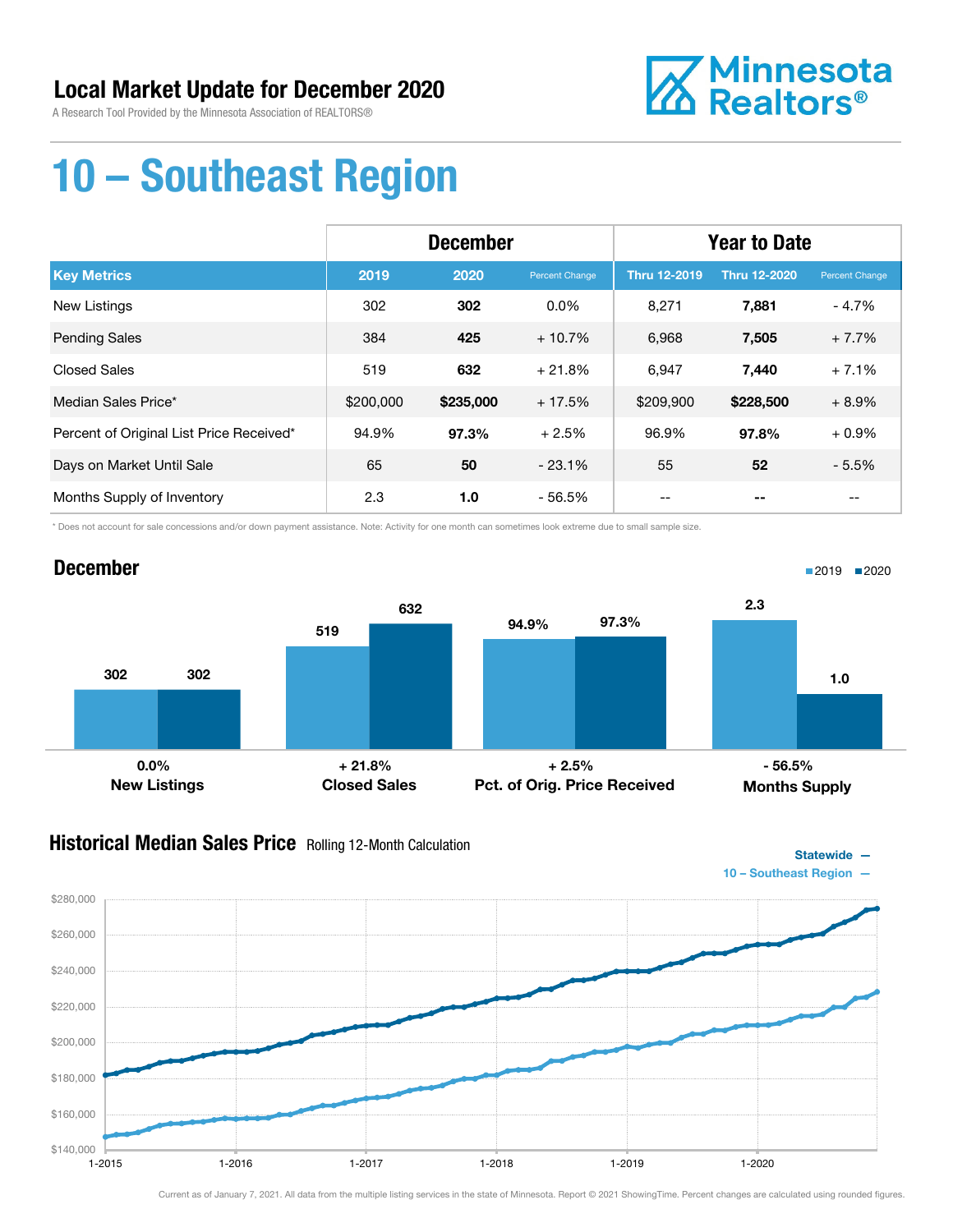## Local Market Update for December 2020

A Research Tool Provided by the Minnesota Association of REALTORS®

Minnesota Realtors®

# 10 – Southeast Region

| | December | | | Year to Date | | |
|---|---|---|---|---|---|---|
| **Key Metrics** | **2019** | **2020** | **Percent Change** | **Thru 12-2019** | **Thru 12-2020** | **Percent Change** |
| New Listings | 302 | **302** | 0.0% | 8,271 | **7,881** | - 4.7% |
| Pending Sales | 384 | **425** | + 10.7% | 6,968 | **7,505** | + 7.7% |
| Closed Sales | 519 | **632** | + 21.8% | 6,947 | **7,440** | + 7.1% |
| Median Sales Price* | $200,000 | **$235,000** | + 17.5% | $209,900 | **$228,500** | + 8.9% |
| Percent of Original List Price Received* | 94.9% | **97.3%** | + 2.5% | 96.9% | **97.8%** | + 0.9% |
| Days on Market Until Sale | 65 | **50** | - 23.1% | 55 | **52** | - 5.5% |
| Months Supply of Inventory | 2.3 | **1.0** | - 56.5% | -- | **--** | -- |

\* Does not account for sale concessions and/or down payment assistance. Note: Activity for one month can sometimes look extreme due to small sample size.

## December

2019 | 2020

| | 2019 | 2020 |
|---|---|---|
| **New Listings** (0.0%) | 302 | 302 |
| **Closed Sales** (+ 21.8%) | 519 | 632 |
| **Pct. of Orig. Price Received** (+ 2.5%) | 94.9% | 97.3% |
| **Months Supply** (- 56.5%) | 2.3 | 1.0 |

## Historical Median Sales Price
Rolling 12-Month Calculation

Statewide —
10 – Southeast Region —

Current as of January 7, 2021. All data from the multiple listing services in the state of Minnesota. Report © 2021 ShowingTime. Percent changes are calculated using rounded figures.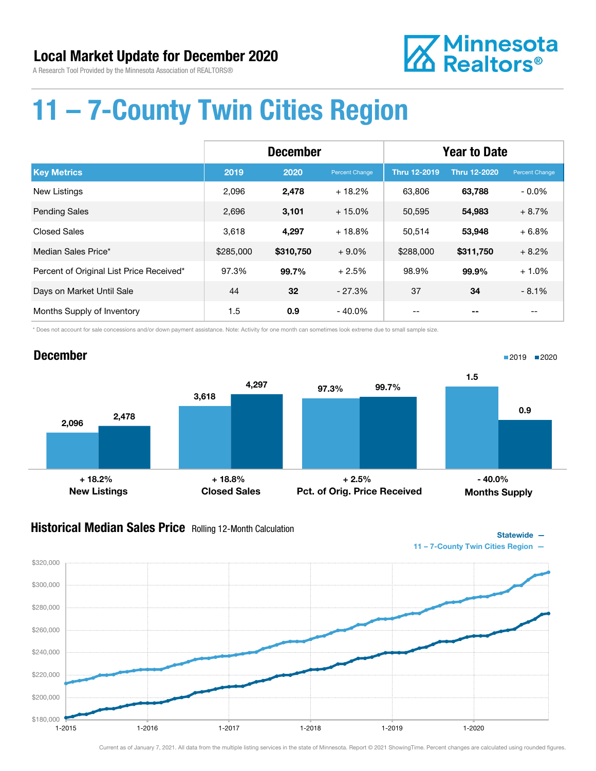## Local Market Update for December 2020

A Research Tool Provided by the Minnesota Association of REALTORS®

Minnesota Realtors®

# 11 – 7-County Twin Cities Region

| | December | | | Year to Date | | |
|---|---|---|---|---|---|---|
| **Key Metrics** | **2019** | **2020** | Percent Change | **Thru 12-2019** | **Thru 12-2020** | Percent Change |
| New Listings | 2,096 | **2,478** | + 18.2% | 63,806 | **63,788** | - 0.0% |
| Pending Sales | 2,696 | **3,101** | + 15.0% | 50,595 | **54,983** | + 8.7% |
| Closed Sales | 3,618 | **4,297** | + 18.8% | 50,514 | **53,948** | + 6.8% |
| Median Sales Price* | $285,000 | **$310,750** | + 9.0% | $288,000 | **$311,750** | + 8.2% |
| Percent of Original List Price Received* | 97.3% | **99.7%** | + 2.5% | 98.9% | **99.9%** | + 1.0% |
| Days on Market Until Sale | 44 | **32** | - 27.3% | 37 | **34** | - 8.1% |
| Months Supply of Inventory | 1.5 | **0.9** | - 40.0% | -- | **--** | -- |

\* Does not account for sale concessions and/or down payment assistance. Note: Activity for one month can sometimes look extreme due to small sample size.

## December

2019 2020

2,096 2,478
+ 18.2%
**New Listings**

3,618 4,297
+ 18.8%
**Closed Sales**

97.3% 99.7%
+ 2.5%
**Pct. of Orig. Price Received**

1.5 0.9
- 40.0%
**Months Supply**

## Historical Median Sales Price Rolling 12-Month Calculation

Statewide —
11 – 7-County Twin Cities Region —

$320,000
$300,000
$280,000
$260,000
$240,000
$220,000
$200,000
$180,000

1-2015 1-2016 1-2017 1-2018 1-2019 1-2020

Current as of January 7, 2021. All data from the multiple listing services in the state of Minnesota. Report © 2021 ShowingTime. Percent changes are calculated using rounded figures.